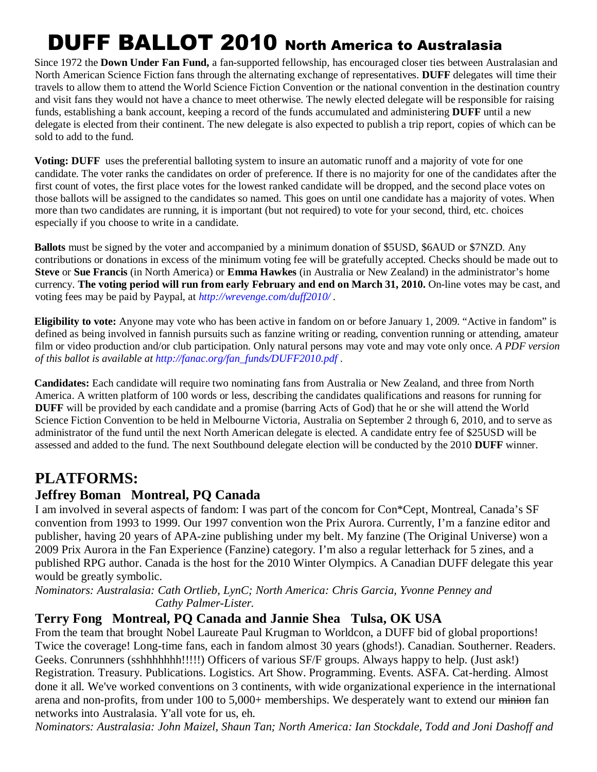# DUFF BALLOT 2010 North America to Australasia

Since 1972 the **Down Under Fan Fund,** a fan-supported fellowship, has encouraged closer ties between Australasian and North American Science Fiction fans through the alternating exchange of representatives. **DUFF** delegates will time their travels to allow them to attend the World Science Fiction Convention or the national convention in the destination country and visit fans they would not have a chance to meet otherwise. The newly elected delegate will be responsible for raising funds, establishing a bank account, keeping a record of the funds accumulated and administering **DUFF** until a new delegate is elected from their continent. The new delegate is also expected to publish a trip report, copies of which can be sold to add to the fund.

**Voting: DUFF** uses the preferential balloting system to insure an automatic runoff and a majority of vote for one candidate. The voter ranks the candidates on order of preference. If there is no majority for one of the candidates after the first count of votes, the first place votes for the lowest ranked candidate will be dropped, and the second place votes on those ballots will be assigned to the candidates so named. This goes on until one candidate has a majority of votes. When more than two candidates are running, it is important (but not required) to vote for your second, third, etc. choices especially if you choose to write in a candidate.

**Ballots** must be signed by the voter and accompanied by a minimum donation of $5USD, $6AUD or $7NZD. Any contributions or donations in excess of the minimum voting fee will be gratefully accepted. Checks should be made out to **Steve** or **Sue Francis** (in North America) or **Emma Hawkes** (in Australia or New Zealand) in the administrator's home currency. **The voting period will run from early February and end on March 31, 2010.** On-line votes may be cast, and voting fees may be paid by Paypal, at *http://wrevenge.com/duff2010/* .

**Eligibility to vote:** Anyone may vote who has been active in fandom on or before January 1, 2009. "Active in fandom" is defined as being involved in fannish pursuits such as fanzine writing or reading, convention running or attending, amateur film or video production and/or club participation. Only natural persons may vote and may vote only once. *A PDF version of this ballot is available at http://fanac.org/fan_funds/DUFF2010.pdf .*

**Candidates:** Each candidate will require two nominating fans from Australia or New Zealand, and three from North America. A written platform of 100 words or less, describing the candidates qualifications and reasons for running for **DUFF** will be provided by each candidate and a promise (barring Acts of God) that he or she will attend the World Science Fiction Convention to be held in Melbourne Victoria, Australia on September 2 through 6, 2010, and to serve as administrator of the fund until the next North American delegate is elected. A candidate entry fee of $25USD will be assessed and added to the fund. The next Southbound delegate election will be conducted by the 2010 **DUFF** winner.

## PLATFORMS:

### Jeffrey Boman Montreal, PQ Canada

I am involved in several aspects of fandom: I was part of the concom for Con*Cept, Montreal, Canada's SF convention from 1993 to 1999. Our 1997 convention won the Prix Aurora. Currently, I'm a fanzine editor and publisher, having 20 years of APA-zine publishing under my belt. My fanzine (The Original Universe) won a 2009 Prix Aurora in the Fan Experience (Fanzine) category. I'm also a regular letterhack for 5 zines, and a published RPG author. Canada is the host for the 2010 Winter Olympics. A Canadian DUFF delegate this year would be greatly symbolic.

*Nominators: Australasia: Cath Ortlieb, LynC; North America: Chris Garcia, Yvonne Penney and Cathy Palmer-Lister.*

### Terry Fong Montreal, PQ Canada and Jannie Shea Tulsa, OK USA

From the team that brought Nobel Laureate Paul Krugman to Worldcon, a DUFF bid of global proportions! Twice the coverage! Long-time fans, each in fandom almost 30 years (ghods!). Canadian. Southerner. Readers. Geeks. Conrunners (sshhhhhhh!!!!!) Officers of various SF/F groups. Always happy to help. (Just ask!) Registration. Treasury. Publications. Logistics. Art Show. Programming. Events. ASFA. Cat-herding. Almost done it all. We've worked conventions on 3 continents, with wide organizational experience in the international arena and non-profits, from under 100 to 5,000+ memberships. We desperately want to extend our ~~minion~~ fan networks into Australasia. Y'all vote for us, eh.

*Nominators: Australasia: John Maizel, Shaun Tan; North America: Ian Stockdale, Todd and Joni Dashoff and*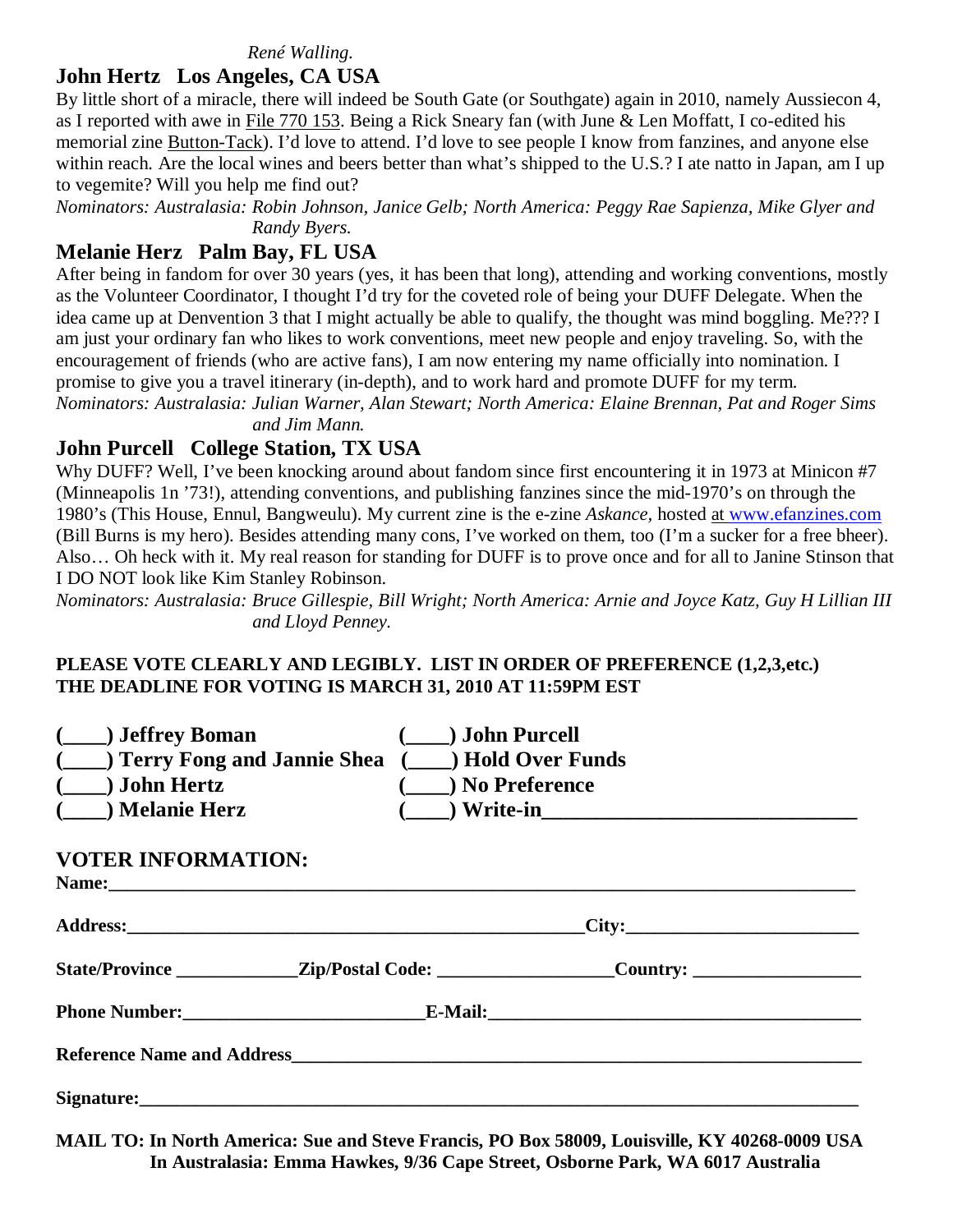*René Walling.*

## John Hertz   Los Angeles, CA USA

By little short of a miracle, there will indeed be South Gate (or Southgate) again in 2010, namely Aussiecon 4, as I reported with awe in File 770 153. Being a Rick Sneary fan (with June & Len Moffatt, I co-edited his memorial zine Button-Tack). I'd love to attend. I'd love to see people I know from fanzines, and anyone else within reach. Are the local wines and beers better than what's shipped to the U.S.? I ate natto in Japan, am I up to vegemite? Will you help me find out?

*Nominators: Australasia: Robin Johnson, Janice Gelb; North America: Peggy Rae Sapienza, Mike Glyer and Randy Byers.*

## Melanie Herz   Palm Bay, FL USA

After being in fandom for over 30 years (yes, it has been that long), attending and working conventions, mostly as the Volunteer Coordinator, I thought I'd try for the coveted role of being your DUFF Delegate. When the idea came up at Denvention 3 that I might actually be able to qualify, the thought was mind boggling. Me??? I am just your ordinary fan who likes to work conventions, meet new people and enjoy traveling. So, with the encouragement of friends (who are active fans), I am now entering my name officially into nomination. I promise to give you a travel itinerary (in-depth), and to work hard and promote DUFF for my term.

*Nominators: Australasia: Julian Warner, Alan Stewart; North America: Elaine Brennan, Pat and Roger Sims and Jim Mann.*

## John Purcell   College Station, TX USA

Why DUFF? Well, I've been knocking around about fandom since first encountering it in 1973 at Minicon #7 (Minneapolis 1n '73!), attending conventions, and publishing fanzines since the mid-1970's on through the 1980's (This House, Ennul, Bangweulu). My current zine is the e-zine *Askance,* hosted at www.efanzines.com (Bill Burns is my hero). Besides attending many cons, I've worked on them, too (I'm a sucker for a free bheer). Also… Oh heck with it. My real reason for standing for DUFF is to prove once and for all to Janine Stinson that I DO NOT look like Kim Stanley Robinson.

*Nominators: Australasia: Bruce Gillespie, Bill Wright; North America: Arnie and Joyce Katz, Guy H Lillian III and Lloyd Penney.*

**PLEASE VOTE CLEARLY AND LEGIBLY. LIST IN ORDER OF PREFERENCE (1,2,3,etc.)**
**THE DEADLINE FOR VOTING IS MARCH 31, 2010 AT 11:59PM EST**

**(\_\_\_\_) Jeffrey Boman**
**(\_\_\_\_) Terry Fong and Jannie Shea**
**(\_\_\_\_) John Hertz**
**(\_\_\_\_) Melanie Herz**
**(\_\_\_\_) John Purcell**
**(\_\_\_\_) Hold Over Funds**
**(\_\_\_\_) No Preference**
**(\_\_\_\_) Write-in\_\_\_\_\_\_\_\_\_\_\_\_\_\_\_\_\_\_\_\_\_\_\_\_\_\_\_\_**

## VOTER INFORMATION:

**Name:**\_\_\_\_\_\_\_\_\_\_\_\_\_\_\_\_\_\_\_\_\_\_\_\_\_\_\_\_\_\_\_\_\_\_\_\_\_\_\_\_\_\_\_\_\_\_\_\_\_\_\_\_\_\_\_\_

**Address:**\_\_\_\_\_\_\_\_\_\_\_\_\_\_\_\_\_\_\_\_\_\_\_\_\_\_\_\_\_\_\_\_\_\_\_\_\_\_**City:**\_\_\_\_\_\_\_\_\_\_\_\_\_\_\_\_\_\_\_\_

**State/Province** \_\_\_\_\_\_\_\_\_\_\_\_**Zip/Postal Code:** \_\_\_\_\_\_\_\_\_\_\_\_\_\_\_\_**Country:** \_\_\_\_\_\_\_\_\_\_\_\_\_\_\_\_

**Phone Number:**\_\_\_\_\_\_\_\_\_\_\_\_\_\_\_\_\_\_\_\_\_\_\_\_**E-Mail:**\_\_\_\_\_\_\_\_\_\_\_\_\_\_\_\_\_\_\_\_\_\_\_\_\_\_\_\_\_\_\_\_

**Reference Name and Address**\_\_\_\_\_\_\_\_\_\_\_\_\_\_\_\_\_\_\_\_\_\_\_\_\_\_\_\_\_\_\_\_\_\_\_\_\_\_\_\_\_\_\_\_\_\_\_

**Signature:**\_\_\_\_\_\_\_\_\_\_\_\_\_\_\_\_\_\_\_\_\_\_\_\_\_\_\_\_\_\_\_\_\_\_\_\_\_\_\_\_\_\_\_\_\_\_\_\_\_\_\_\_\_\_\_\_

**MAIL TO: In North America: Sue and Steve Francis, PO Box 58009, Louisville, KY 40268-0009 USA**
**In Australasia: Emma Hawkes, 9/36 Cape Street, Osborne Park, WA 6017 Australia**